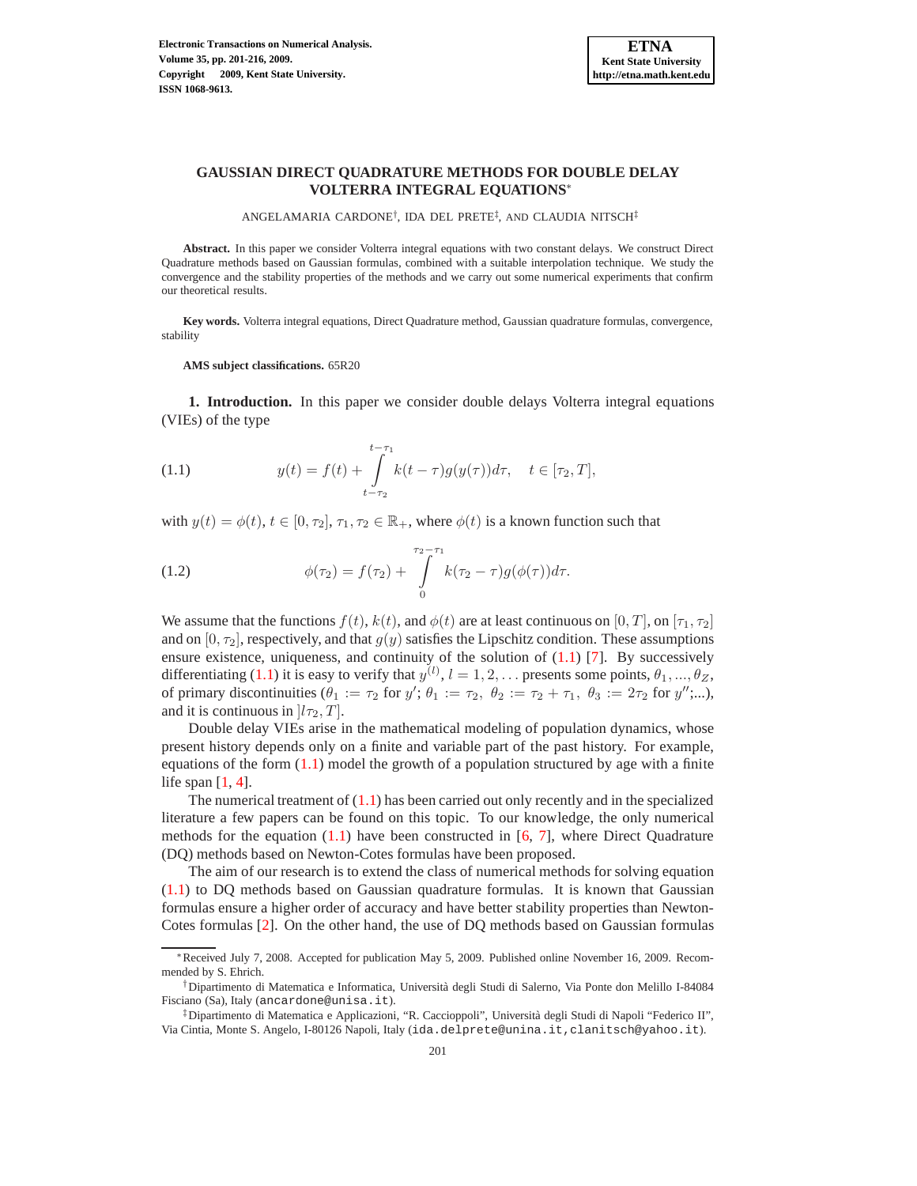# GAUSSIAN DIRECT QUADRATURE METHODS FOR DOUBLE DELAY VOLTERRA INTEGRAL EQUATIONS*

ANGELAMARIA CARDONE†, IDA DEL PRETE‡, AND CLAUDIA NITSCH‡

**Abstract.** In this paper we consider Volterra integral equations with two constant delays. We construct Direct Quadrature methods based on Gaussian formulas, combined with a suitable interpolation technique. We study the convergence and the stability properties of the methods and we carry out some numerical experiments that confirm our theoretical results.

**Key words.** Volterra integral equations, Direct Quadrature method, Gaussian quadrature formulas, convergence, stability

**AMS subject classifications.** 65R20

**1. Introduction.** In this paper we consider double delays Volterra integral equations (VIEs) of the type

$$y(t) = f(t) + \int_{t-\tau_2}^{t-\tau_1} k(t-\tau)g(y(\tau))d\tau, \quad t \in [\tau_2, T], \tag{1.1}$$

with $y(t) = \phi(t)$, $t \in [0, \tau_2]$, $\tau_1, \tau_2 \in \mathbb{R}_+$, where $\phi(t)$ is a known function such that

$$\phi(\tau_2) = f(\tau_2) + \int_{0}^{\tau_2-\tau_1} k(\tau_2-\tau)g(\phi(\tau))d\tau. \tag{1.2}$$

We assume that the functions $f(t)$, $k(t)$, and $\phi(t)$ are at least continuous on $[0, T]$, on $[\tau_1, \tau_2]$ and on $[0, \tau_2]$, respectively, and that $g(y)$ satisfies the Lipschitz condition. These assumptions ensure existence, uniqueness, and continuity of the solution of (1.1) [7]. By successively differentiating (1.1) it is easy to verify that $y^{(l)}$, $l = 1, 2, \dots$ presents some points, $\theta_1, ..., \theta_Z$, of primary discontinuities ($\theta_1 := \tau_2$ for $y'$; $\theta_1 := \tau_2,\ \theta_2 := \tau_2 + \tau_1,\ \theta_3 := 2\tau_2$ for $y''$;...), and it is continuous in $]l\tau_2, T]$.

Double delay VIEs arise in the mathematical modeling of population dynamics, whose present history depends only on a finite and variable part of the past history. For example, equations of the form (1.1) model the growth of a population structured by age with a finite life span [1, 4].

The numerical treatment of (1.1) has been carried out only recently and in the specialized literature a few papers can be found on this topic. To our knowledge, the only numerical methods for the equation (1.1) have been constructed in [6, 7], where Direct Quadrature (DQ) methods based on Newton-Cotes formulas have been proposed.

The aim of our research is to extend the class of numerical methods for solving equation (1.1) to DQ methods based on Gaussian quadrature formulas. It is known that Gaussian formulas ensure a higher order of accuracy and have better stability properties than Newton-Cotes formulas [2]. On the other hand, the use of DQ methods based on Gaussian formulas

---

*Received July 7, 2008. Accepted for publication May 5, 2009. Published online November 16, 2009. Recommended by S. Ehrich.

†Dipartimento di Matematica e Informatica, Università degli Studi di Salerno, Via Ponte don Melillo I-84084 Fisciano (Sa), Italy (ancardone@unisa.it).

‡Dipartimento di Matematica e Applicazioni, "R. Caccioppoli", Università degli Studi di Napoli "Federico II", Via Cintia, Monte S. Angelo, I-80126 Napoli, Italy (ida.delprete@unina.it,clanitsch@yahoo.it).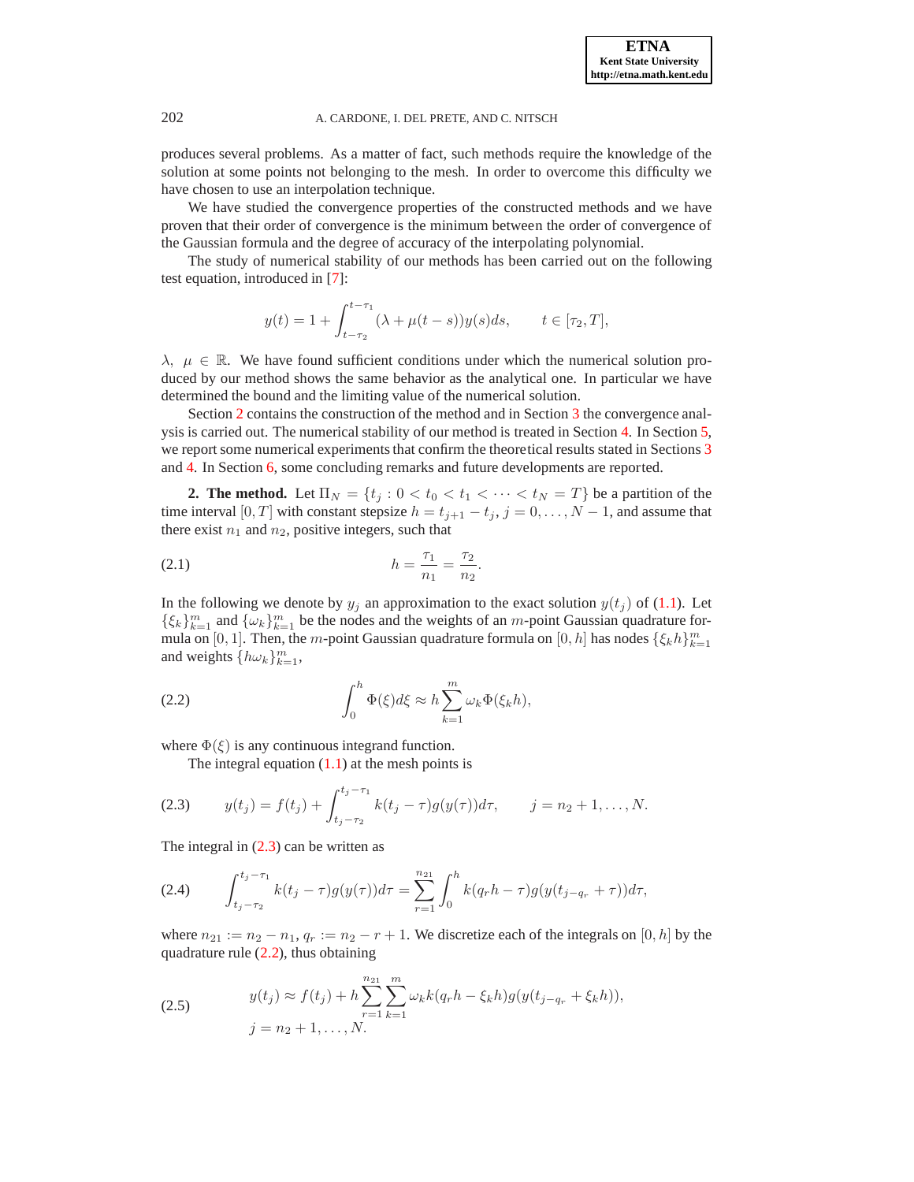produces several problems. As a matter of fact, such methods require the knowledge of the solution at some points not belonging to the mesh. In order to overcome this difficulty we have chosen to use an interpolation technique.

We have studied the convergence properties of the constructed methods and we have proven that their order of convergence is the minimum between the order of convergence of the Gaussian formula and the degree of accuracy of the interpolating polynomial.

The study of numerical stability of our methods has been carried out on the following test equation, introduced in [7]:

$$y(t) = 1 + \int_{t-\tau_2}^{t-\tau_1} (\lambda + \mu(t-s))y(s)ds, \qquad t \in [\tau_2, T],$$

$\lambda,\ \mu \in \mathbb{R}$. We have found sufficient conditions under which the numerical solution produced by our method shows the same behavior as the analytical one. In particular we have determined the bound and the limiting value of the numerical solution.

Section 2 contains the construction of the method and in Section 3 the convergence analysis is carried out. The numerical stability of our method is treated in Section 4. In Section 5, we report some numerical experiments that confirm the theoretical results stated in Sections 3 and 4. In Section 6, some concluding remarks and future developments are reported.

## 2. The method.

**2. The method.** Let $\Pi_N = \{t_j : 0 < t_0 < t_1 < \cdots < t_N = T\}$ be a partition of the time interval $[0, T]$ with constant stepsize $h = t_{j+1} - t_j$, $j = 0, \ldots, N-1$, and assume that there exist $n_1$ and $n_2$, positive integers, such that

$$h = \frac{\tau_1}{n_1} = \frac{\tau_2}{n_2}. \tag{2.1}$$

In the following we denote by $y_j$ an approximation to the exact solution $y(t_j)$ of (1.1). Let $\{\xi_k\}_{k=1}^m$ and $\{\omega_k\}_{k=1}^m$ be the nodes and the weights of an $m$-point Gaussian quadrature formula on $[0, 1]$. Then, the $m$-point Gaussian quadrature formula on $[0, h]$ has nodes $\{\xi_k h\}_{k=1}^m$ and weights $\{h\omega_k\}_{k=1}^m$,

$$\int_0^h \Phi(\xi)d\xi \approx h \sum_{k=1}^m \omega_k \Phi(\xi_k h), \tag{2.2}$$

where $\Phi(\xi)$ is any continuous integrand function.

The integral equation (1.1) at the mesh points is

$$y(t_j) = f(t_j) + \int_{t_j-\tau_2}^{t_j-\tau_1} k(t_j - \tau)g(y(\tau))d\tau, \qquad j = n_2 + 1, \ldots, N. \tag{2.3}$$

The integral in (2.3) can be written as

$$\int_{t_j-\tau_2}^{t_j-\tau_1} k(t_j - \tau)g(y(\tau))d\tau = \sum_{r=1}^{n_{21}} \int_0^h k(q_r h - \tau)g(y(t_{j-q_r} + \tau))d\tau, \tag{2.4}$$

where $n_{21} := n_2 - n_1$, $q_r := n_2 - r + 1$. We discretize each of the integrals on $[0, h]$ by the quadrature rule (2.2), thus obtaining

$$\begin{aligned} y(t_j) &\approx f(t_j) + h \sum_{r=1}^{n_{21}} \sum_{k=1}^m \omega_k k(q_r h - \xi_k h)g(y(t_{j-q_r} + \xi_k h)), \\ j &= n_2 + 1, \ldots, N. \end{aligned} \tag{2.5}$$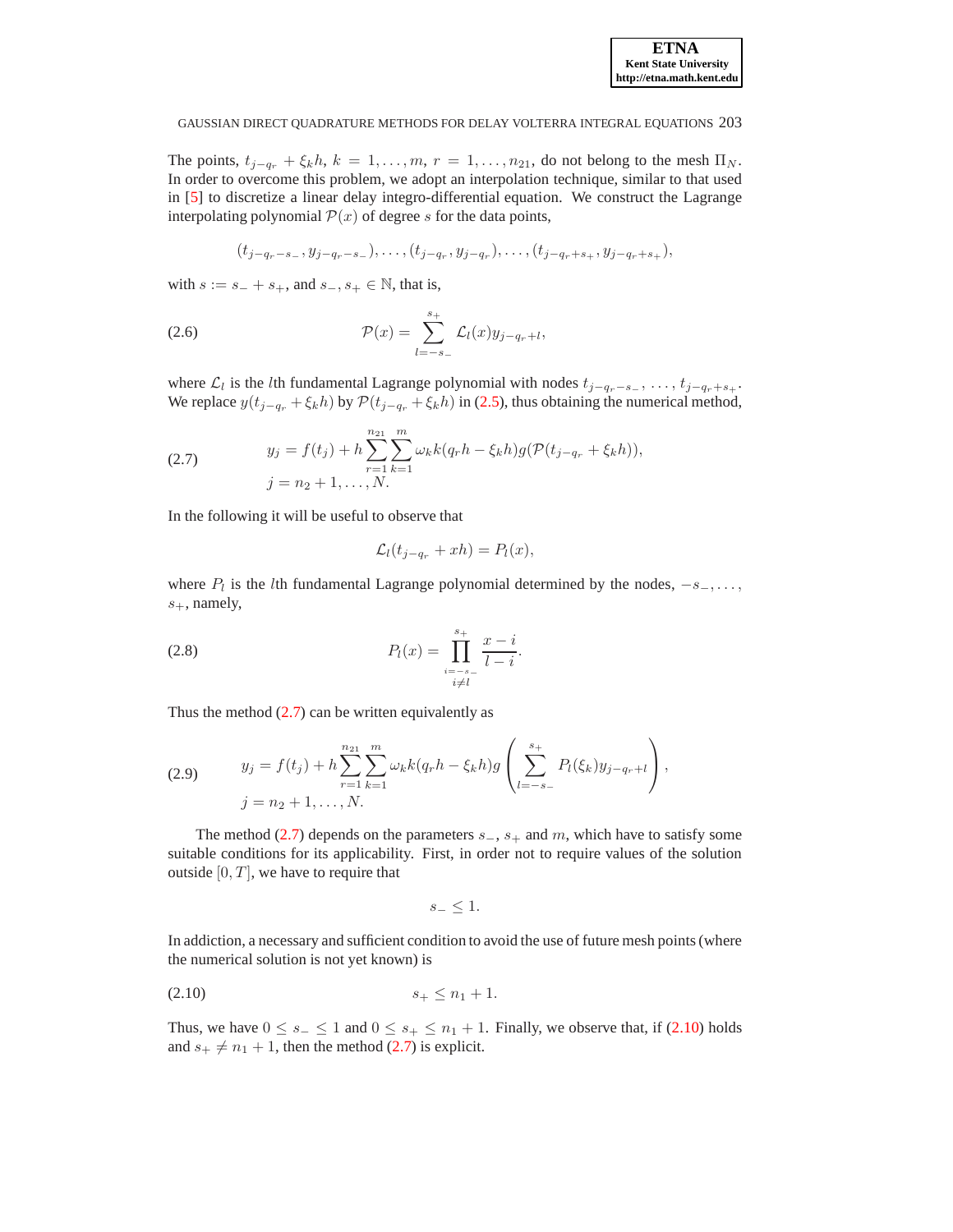The points, $t_{j-q_r} + \xi_k h$, $k = 1, \ldots, m$, $r = 1, \ldots, n_{21}$, do not belong to the mesh $\Pi_N$. In order to overcome this problem, we adopt an interpolation technique, similar to that used in [5] to discretize a linear delay integro-differential equation. We construct the Lagrange interpolating polynomial $\mathcal{P}(x)$ of degree $s$ for the data points,

$$(t_{j-q_r-s_-}, y_{j-q_r-s_-}), \ldots, (t_{j-q_r}, y_{j-q_r}), \ldots, (t_{j-q_r+s_+}, y_{j-q_r+s_+}),$$

with $s := s_- + s_+$, and $s_-, s_+ \in \mathbb{N}$, that is,

$$\mathcal{P}(x) = \sum_{l=-s_-}^{s_+} \mathcal{L}_l(x) y_{j-q_r+l}, \tag{2.6}$$

where $\mathcal{L}_l$ is the $l$th fundamental Lagrange polynomial with nodes $t_{j-q_r-s_-}, \ldots, t_{j-q_r+s_+}$. We replace $y(t_{j-q_r} + \xi_k h)$ by $\mathcal{P}(t_{j-q_r} + \xi_k h)$ in (2.5), thus obtaining the numerical method,

$$\begin{aligned} &y_j = f(t_j) + h \sum_{r=1}^{n_{21}} \sum_{k=1}^{m} \omega_k k(q_r h - \xi_k h) g(\mathcal{P}(t_{j-q_r} + \xi_k h)), \\ &j = n_2 + 1, \ldots, N. \end{aligned} \tag{2.7}$$

In the following it will be useful to observe that

$$\mathcal{L}_l(t_{j-q_r} + xh) = P_l(x),$$

where $P_l$ is the $l$th fundamental Lagrange polynomial determined by the nodes, $-s_-, \ldots, s_+$, namely,

$$P_l(x) = \prod_{\substack{i=-s_- \\ i \neq l}}^{s_+} \frac{x - i}{l - i}. \tag{2.8}$$

Thus the method (2.7) can be written equivalently as

$$\begin{aligned} &y_j = f(t_j) + h \sum_{r=1}^{n_{21}} \sum_{k=1}^{m} \omega_k k(q_r h - \xi_k h) g\left( \sum_{l=-s_-}^{s_+} P_l(\xi_k) y_{j-q_r+l} \right), \\ &j = n_2 + 1, \ldots, N. \end{aligned} \tag{2.9}$$

The method (2.7) depends on the parameters $s_-$, $s_+$ and $m$, which have to satisfy some suitable conditions for its applicability. First, in order not to require values of the solution outside $[0, T]$, we have to require that

$$s_- \leq 1.$$

In addiction, a necessary and sufficient condition to avoid the use of future mesh points (where the numerical solution is not yet known) is

$$s_+ \leq n_1 + 1. \tag{2.10}$$

Thus, we have $0 \leq s_- \leq 1$ and $0 \leq s_+ \leq n_1 + 1$. Finally, we observe that, if (2.10) holds and $s_+ \neq n_1 + 1$, then the method (2.7) is explicit.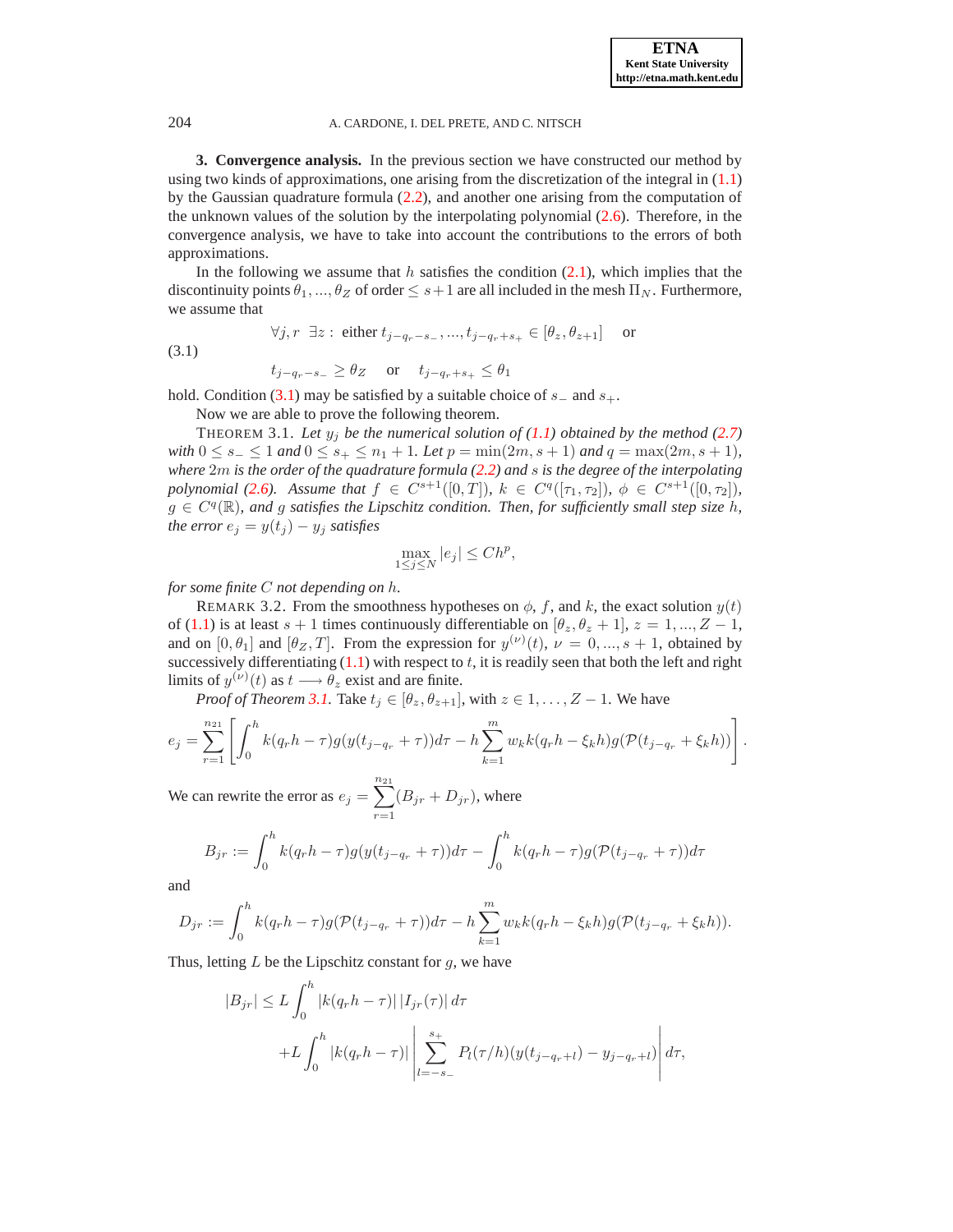**3. Convergence analysis.** In the previous section we have constructed our method by using two kinds of approximations, one arising from the discretization of the integral in (1.1) by the Gaussian quadrature formula (2.2), and another one arising from the computation of the unknown values of the solution by the interpolating polynomial (2.6). Therefore, in the convergence analysis, we have to take into account the contributions to the errors of both approximations.

In the following we assume that $h$ satisfies the condition (2.1), which implies that the discontinuity points $\theta_1, ..., \theta_Z$ of order $\leq s+1$ are all included in the mesh $\Pi_N$. Furthermore, we assume that

$$\forall j, r \;\; \exists z: \;\text{either}\; t_{j-q_r-s_-}, ..., t_{j-q_r+s_+} \in [\theta_z, \theta_{z+1}] \quad \text{or}$$
(3.1)
$$t_{j-q_r-s_-} \geq \theta_Z \quad \text{or} \quad t_{j-q_r+s_+} \leq \theta_1$$

hold. Condition (3.1) may be satisfied by a suitable choice of $s_-$ and $s_+$.

Now we are able to prove the following theorem.

THEOREM 3.1. *Let $y_j$ be the numerical solution of (1.1) obtained by the method (2.7) with $0 \leq s_- \leq 1$ and $0 \leq s_+ \leq n_1 + 1$. Let $p = \min(2m, s+1)$ and $q = \max(2m, s+1)$, where $2m$ is the order of the quadrature formula (2.2) and $s$ is the degree of the interpolating polynomial (2.6). Assume that $f \in C^{s+1}([0,T])$, $k \in C^q([\tau_1, \tau_2])$, $\phi \in C^{s+1}([0, \tau_2])$, $g \in C^q(\mathbb{R})$, and $g$ satisfies the Lipschitz condition. Then, for sufficiently small step size $h$, the error $e_j = y(t_j) - y_j$ satisfies*

$$\max_{1 \leq j \leq N} |e_j| \leq C h^p,$$

*for some finite $C$ not depending on $h$.*

REMARK 3.2. From the smoothness hypotheses on $\phi$, $f$, and $k$, the exact solution $y(t)$ of (1.1) is at least $s+1$ times continuously differentiable on $[\theta_z, \theta_z + 1]$, $z = 1, ..., Z-1$, and on $[0, \theta_1]$ and $[\theta_Z, T]$. From the expression for $y^{(\nu)}(t)$, $\nu = 0, ..., s+1$, obtained by successively differentiating (1.1) with respect to $t$, it is readily seen that both the left and right limits of $y^{(\nu)}(t)$ as $t \longrightarrow \theta_z$ exist and are finite.

*Proof of Theorem 3.1.* Take $t_j \in [\theta_z, \theta_{z+1}]$, with $z \in 1, \ldots, Z-1$. We have

$$e_j = \sum_{r=1}^{n_{21}} \left[ \int_0^h k(q_r h - \tau) g(y(t_{j-q_r} + \tau)) d\tau - h \sum_{k=1}^{m} w_k k(q_r h - \xi_k h) g(\mathcal{P}(t_{j-q_r} + \xi_k h)) \right].$$

We can rewrite the error as $e_j = \displaystyle\sum_{r=1}^{n_{21}} (B_{jr} + D_{jr})$, where

$$B_{jr} := \int_0^h k(q_r h - \tau) g(y(t_{j-q_r} + \tau)) d\tau - \int_0^h k(q_r h - \tau) g(\mathcal{P}(t_{j-q_r} + \tau)) d\tau$$

and

$$D_{jr} := \int_0^h k(q_r h - \tau) g(\mathcal{P}(t_{j-q_r} + \tau)) d\tau - h \sum_{k=1}^{m} w_k k(q_r h - \xi_k h) g(\mathcal{P}(t_{j-q_r} + \xi_k h)).$$

Thus, letting $L$ be the Lipschitz constant for $g$, we have

$$|B_{jr}| \leq L \int_0^h |k(q_r h - \tau)| \, |I_{jr}(\tau)| \, d\tau$$
$$+ L \int_0^h |k(q_r h - \tau)| \left| \sum_{l=-s_-}^{s_+} P_l(\tau/h)(y(t_{j-q_r+l}) - y_{j-q_r+l}) \right| d\tau,$$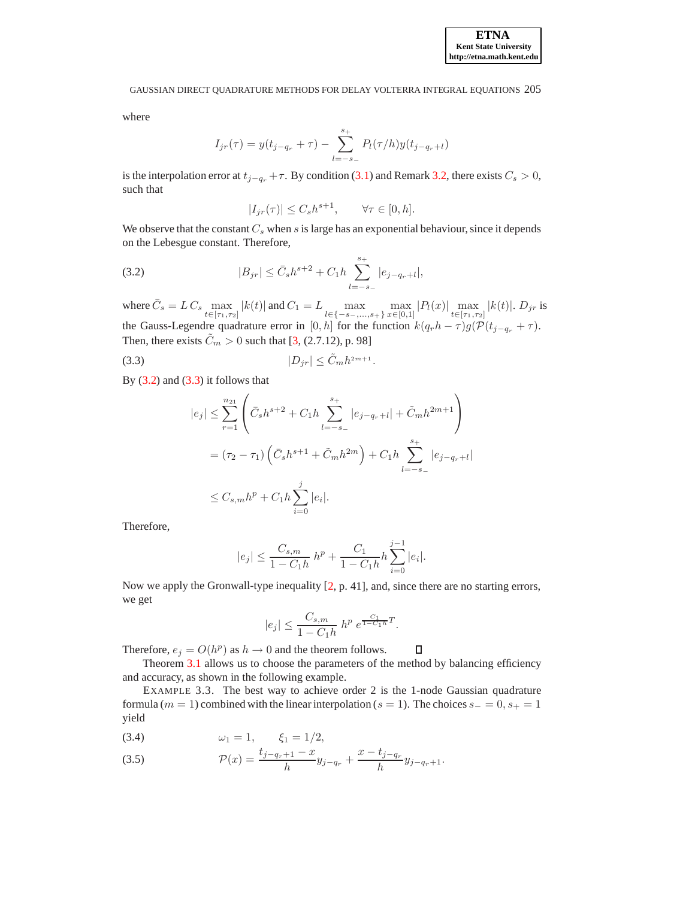where

$$I_{jr}(\tau) = y(t_{j-q_r} + \tau) - \sum_{l=-s_-}^{s_+} P_l(\tau/h) y(t_{j-q_r+l})$$

is the interpolation error at $t_{j-q_r} + \tau$. By condition (3.1) and Remark 3.2, there exists $C_s > 0$, such that

$$|I_{jr}(\tau)| \le C_s h^{s+1}, \qquad \forall \tau \in [0, h].$$

We observe that the constant $C_s$ when $s$ is large has an exponential behaviour, since it depends on the Lebesgue constant. Therefore,

$$|B_{jr}| \le \bar{C}_s h^{s+2} + C_1 h \sum_{l=-s_-}^{s_+} |e_{j-q_r+l}|, \tag{3.2}$$

where $\bar{C}_s = L\, C_s \max_{t \in [\tau_1, \tau_2]} |k(t)|$ and $C_1 = L \max_{l \in \{-s_-, \ldots, s_+\}} \max_{x \in [0,1]} |P_l(x)| \max_{t \in [\tau_1, \tau_2]} |k(t)|$. $D_{jr}$ is the Gauss-Legendre quadrature error in $[0, h]$ for the function $k(q_r h - \tau) g(\mathcal{P}(t_{j-q_r} + \tau))$. Then, there exists $\tilde{C}_m > 0$ such that [3, (2.7.12), p. 98]

$$|D_{jr}| \le \tilde{C}_m h^{2m+1}. \tag{3.3}$$

By (3.2) and (3.3) it follows that

$$\begin{aligned}
|e_j| &\le \sum_{r=1}^{n_{21}} \left( \bar{C}_s h^{s+2} + C_1 h \sum_{l=-s_-}^{s_+} |e_{j-q_r+l}| + \tilde{C}_m h^{2m+1} \right) \\
&= (\tau_2 - \tau_1) \left( \bar{C}_s h^{s+1} + \tilde{C}_m h^{2m} \right) + C_1 h \sum_{l=-s_-}^{s_+} |e_{j-q_r+l}| \\
&\le C_{s,m} h^p + C_1 h \sum_{i=0}^{j} |e_i|.
\end{aligned}$$

Therefore,

$$|e_j| \le \frac{C_{s,m}}{1 - C_1 h}\, h^p + \frac{C_1}{1 - C_1 h} h \sum_{i=0}^{j-1} |e_i|.$$

Now we apply the Gronwall-type inequality [2, p. 41], and, since there are no starting errors, we get

$$|e_j| \le \frac{C_{s,m}}{1 - C_1 h}\, h^p\, e^{\frac{C_1}{1 - C_1 h} T}.$$

Therefore, $e_j = O(h^p)$ as $h \to 0$ and the theorem follows. ☐

Theorem 3.1 allows us to choose the parameters of the method by balancing efficiency and accuracy, as shown in the following example.

EXAMPLE 3.3. The best way to achieve order 2 is the 1-node Gaussian quadrature formula ($m = 1$) combined with the linear interpolation ($s = 1$). The choices $s_- = 0$, $s_+ = 1$ yield

$$\omega_1 = 1, \qquad \xi_1 = 1/2, \tag{3.4}$$

$$\mathcal{P}(x) = \frac{t_{j-q_r+1} - x}{h} y_{j-q_r} + \frac{x - t_{j-q_r}}{h} y_{j-q_r+1}. \tag{3.5}$$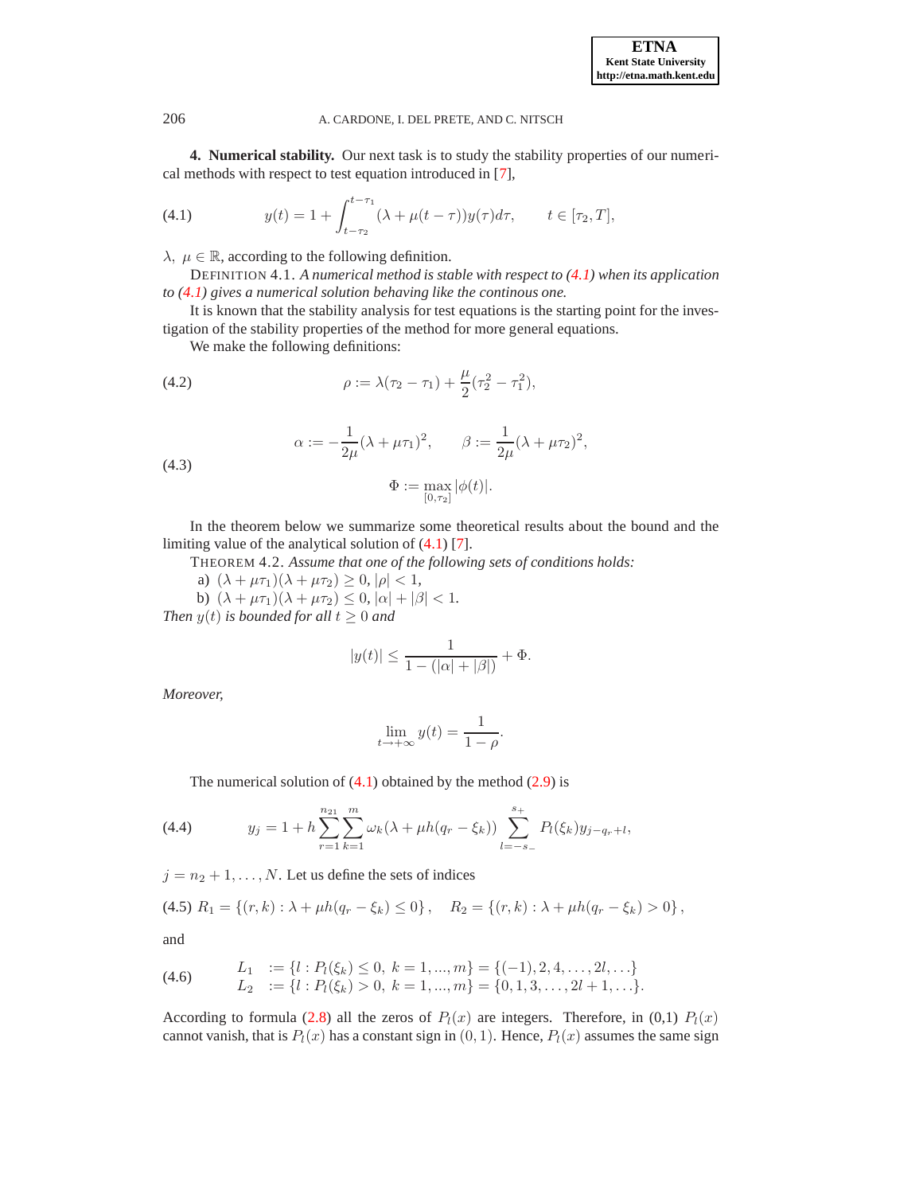**4. Numerical stability.** Our next task is to study the stability properties of our numerical methods with respect to test equation introduced in [7],

$$y(t) = 1 + \int_{t-\tau_2}^{t-\tau_1} (\lambda + \mu(t-\tau))y(\tau)d\tau, \qquad t \in [\tau_2, T], \tag{4.1}$$

$\lambda,\ \mu \in \mathbb{R}$, according to the following definition.

DEFINITION 4.1. *A numerical method is stable with respect to (4.1) when its application to (4.1) gives a numerical solution behaving like the continous one.*

It is known that the stability analysis for test equations is the starting point for the investigation of the stability properties of the method for more general equations.

We make the following definitions:

$$\rho := \lambda(\tau_2 - \tau_1) + \frac{\mu}{2}(\tau_2^2 - \tau_1^2), \tag{4.2}$$

$$\alpha := -\frac{1}{2\mu}(\lambda + \mu\tau_1)^2, \qquad \beta := \frac{1}{2\mu}(\lambda + \mu\tau_2)^2,$$
$$\Phi := \max_{[0,\tau_2]} |\phi(t)|. \tag{4.3}$$

In the theorem below we summarize some theoretical results about the bound and the limiting value of the analytical solution of (4.1) [7].

THEOREM 4.2. *Assume that one of the following sets of conditions holds:*

a) $(\lambda + \mu\tau_1)(\lambda + \mu\tau_2) \geq 0$, $|\rho| < 1$,

b) $(\lambda + \mu\tau_1)(\lambda + \mu\tau_2) \leq 0$, $|\alpha| + |\beta| < 1$.

*Then $y(t)$ is bounded for all $t \geq 0$ and*

$$|y(t)| \leq \frac{1}{1 - (|\alpha| + |\beta|)} + \Phi.$$

*Moreover,*

$$\lim_{t\to+\infty} y(t) = \frac{1}{1-\rho}.$$

The numerical solution of (4.1) obtained by the method (2.9) is

$$y_j = 1 + h\sum_{r=1}^{n_{21}}\sum_{k=1}^{m} \omega_k(\lambda + \mu h(q_r - \xi_k)) \sum_{l=-s_-}^{s_+} P_l(\xi_k)y_{j-q_r+l}, \tag{4.4}$$

$j = n_2 + 1, \ldots, N$. Let us define the sets of indices

$$R_1 = \{(r,k) : \lambda + \mu h(q_r - \xi_k) \leq 0\}, \quad R_2 = \{(r,k) : \lambda + \mu h(q_r - \xi_k) > 0\}, \tag{4.5}$$

and

$$\begin{aligned} L_1 \ &:= \{l : P_l(\xi_k) \leq 0,\ k = 1, ..., m\} = \{(-1), 2, 4, \ldots, 2l, \ldots\} \\ L_2 \ &:= \{l : P_l(\xi_k) > 0,\ k = 1, ..., m\} = \{0, 1, 3, \ldots, 2l + 1, \ldots\}. \end{aligned} \tag{4.6}$$

According to formula (2.8) all the zeros of $P_l(x)$ are integers. Therefore, in (0,1) $P_l(x)$ cannot vanish, that is $P_l(x)$ has a constant sign in $(0, 1)$. Hence, $P_l(x)$ assumes the same sign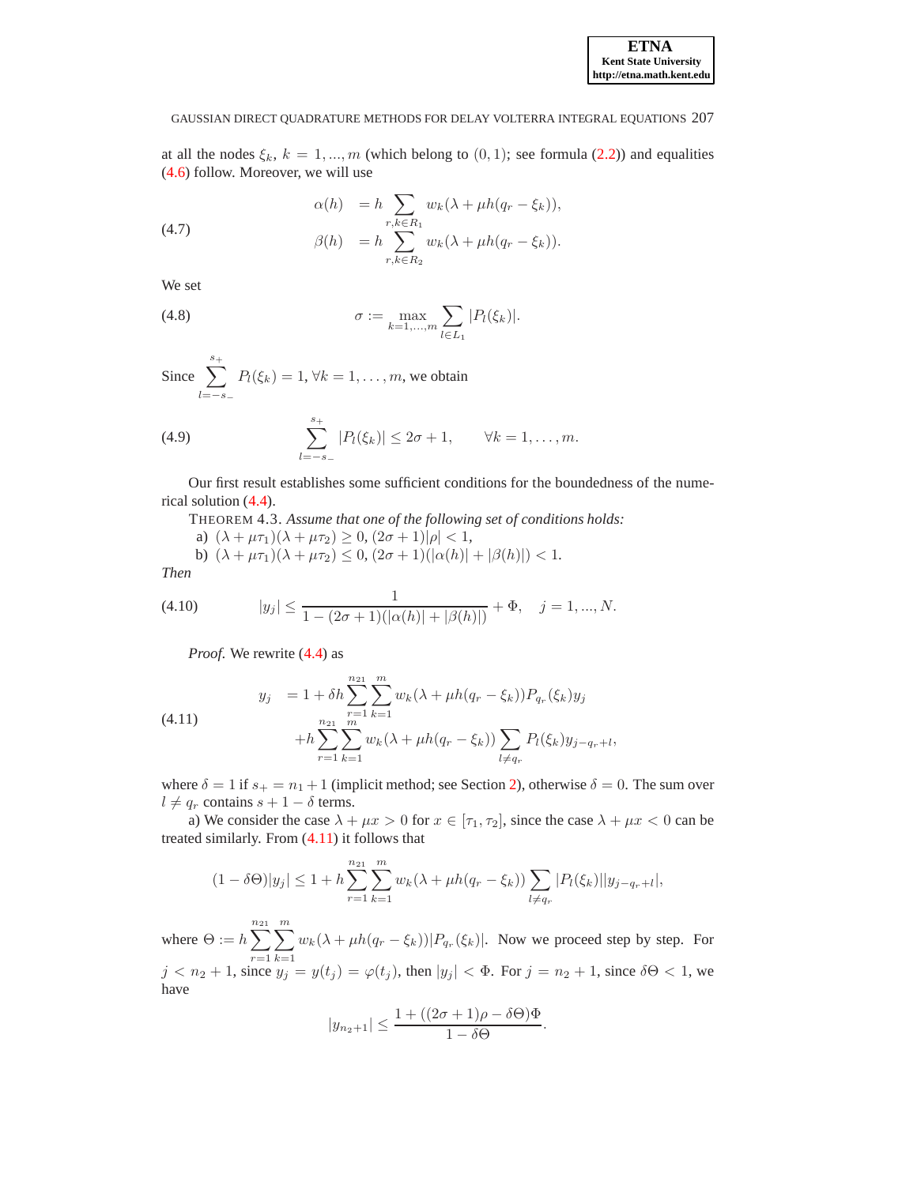at all the nodes $\xi_k$, $k = 1, ..., m$ (which belong to $(0, 1)$; see formula (2.2)) and equalities (4.6) follow. Moreover, we will use

$$
\begin{aligned}
\alpha(h) &= h \sum_{r,k \in R_1} w_k(\lambda + \mu h(q_r - \xi_k)), \\
\beta(h) &= h \sum_{r,k \in R_2} w_k(\lambda + \mu h(q_r - \xi_k)).
\end{aligned} \tag{4.7}
$$

We set

$$
\sigma := \max_{k=1,\ldots,m} \sum_{l \in L_1} |P_l(\xi_k)|. \tag{4.8}
$$

Since $\sum_{l=-s_-}^{s_+} P_l(\xi_k) = 1$, $\forall k = 1, \ldots, m$, we obtain

$$
\sum_{l=-s_-}^{s_+} |P_l(\xi_k)| \le 2\sigma + 1, \qquad \forall k = 1, \ldots, m. \tag{4.9}
$$

Our first result establishes some sufficient conditions for the boundedness of the numerical solution (4.4).

THEOREM 4.3. *Assume that one of the following set of conditions holds:*

a) $(\lambda + \mu\tau_1)(\lambda + \mu\tau_2) \ge 0$, $(2\sigma + 1)|\rho| < 1$,

b) $(\lambda + \mu\tau_1)(\lambda + \mu\tau_2) \le 0$, $(2\sigma + 1)(|\alpha(h)| + |\beta(h)|) < 1$.

*Then*

$$
|y_j| \le \frac{1}{1 - (2\sigma + 1)(|\alpha(h)| + |\beta(h)|)} + \Phi, \quad j = 1, ..., N. \tag{4.10}
$$

*Proof.* We rewrite (4.4) as

$$
\begin{aligned}
y_j &= 1 + \delta h \sum_{r=1}^{n_{21}} \sum_{k=1}^{m} w_k(\lambda + \mu h(q_r - \xi_k)) P_{q_r}(\xi_k) y_j \\
&\quad + h \sum_{r=1}^{n_{21}} \sum_{k=1}^{m} w_k(\lambda + \mu h(q_r - \xi_k)) \sum_{l \ne q_r} P_l(\xi_k) y_{j-q_r+l},
\end{aligned} \tag{4.11}
$$

where $\delta = 1$ if $s_+ = n_1 + 1$ (implicit method; see Section 2), otherwise $\delta = 0$. The sum over $l \ne q_r$ contains $s + 1 - \delta$ terms.

a) We consider the case $\lambda + \mu x > 0$ for $x \in [\tau_1, \tau_2]$, since the case $\lambda + \mu x < 0$ can be treated similarly. From (4.11) it follows that

$$
(1 - \delta\Theta)|y_j| \le 1 + h \sum_{r=1}^{n_{21}} \sum_{k=1}^{m} w_k(\lambda + \mu h(q_r - \xi_k)) \sum_{l \ne q_r} |P_l(\xi_k)||y_{j-q_r+l}|,
$$

where $\Theta := h \sum_{r=1}^{n_{21}} \sum_{k=1}^{m} w_k(\lambda + \mu h(q_r - \xi_k))|P_{q_r}(\xi_k)|$. Now we proceed step by step. For $j < n_2 + 1$, since $y_j = y(t_j) = \varphi(t_j)$, then $|y_j| < \Phi$. For $j = n_2 + 1$, since $\delta\Theta < 1$, we have

$$
|y_{n_2+1}| \le \frac{1 + ((2\sigma + 1)\rho - \delta\Theta)\Phi}{1 - \delta\Theta}.
$$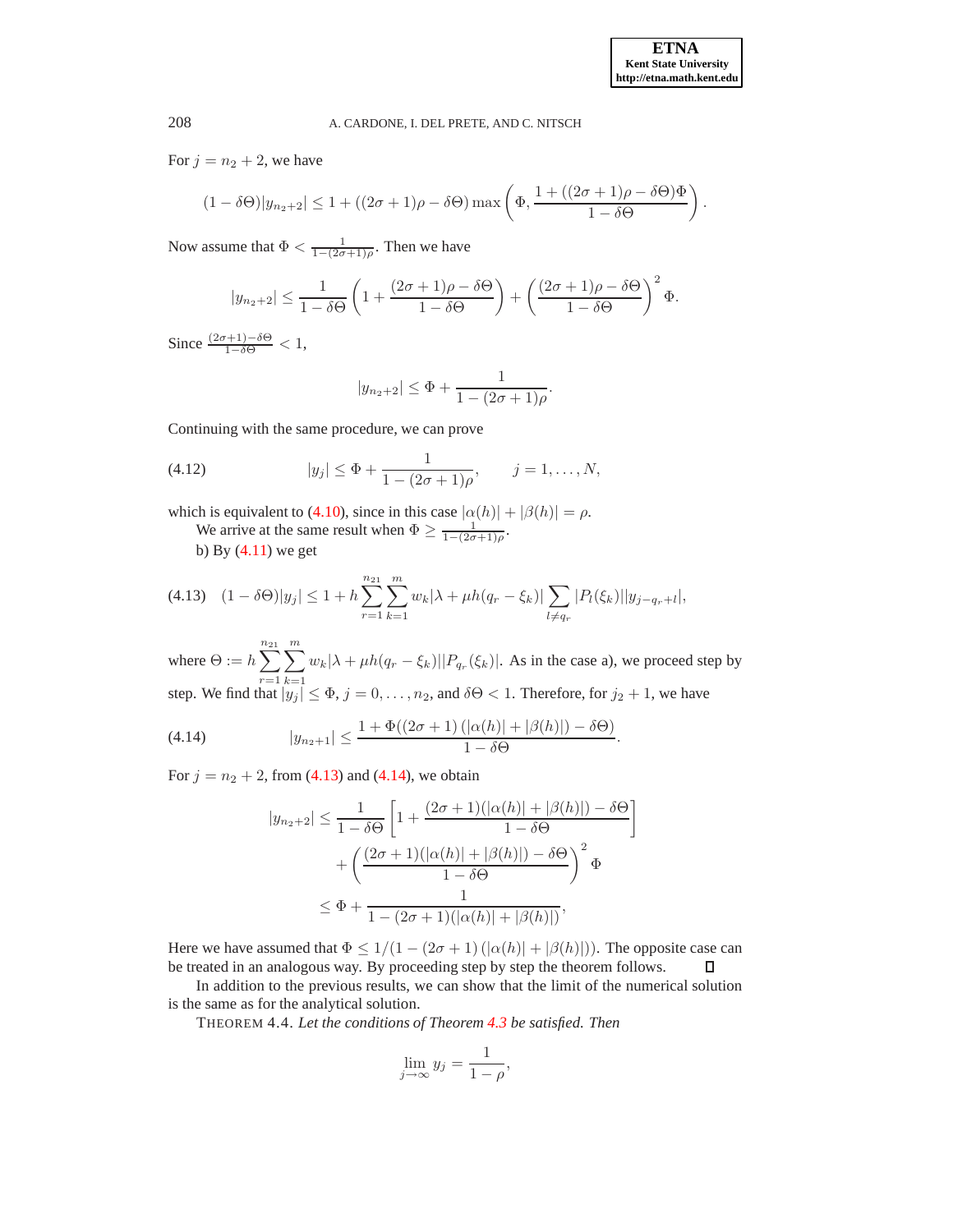For $j = n_2 + 2$, we have

$$(1 - \delta\Theta)|y_{n_2+2}| \leq 1 + ((2\sigma + 1)\rho - \delta\Theta) \max\left(\Phi, \frac{1 + ((2\sigma + 1)\rho - \delta\Theta)\Phi}{1 - \delta\Theta}\right).$$

Now assume that $\Phi < \frac{1}{1-(2\sigma+1)\rho}$. Then we have

$$|y_{n_2+2}| \leq \frac{1}{1 - \delta\Theta}\left(1 + \frac{(2\sigma + 1)\rho - \delta\Theta}{1 - \delta\Theta}\right) + \left(\frac{(2\sigma + 1)\rho - \delta\Theta}{1 - \delta\Theta}\right)^2 \Phi.$$

Since $\frac{(2\sigma+1)-\delta\Theta}{1-\delta\Theta} < 1$,

$$|y_{n_2+2}| \leq \Phi + \frac{1}{1 - (2\sigma + 1)\rho}.$$

Continuing with the same procedure, we can prove

$$|y_j| \leq \Phi + \frac{1}{1 - (2\sigma + 1)\rho}, \qquad j = 1, \ldots, N, \tag{4.12}$$

which is equivalent to (4.10), since in this case $|\alpha(h)| + |\beta(h)| = \rho$.

We arrive at the same result when $\Phi \geq \frac{1}{1-(2\sigma+1)\rho}$.

b) By (4.11) we get

$$(1 - \delta\Theta)|y_j| \leq 1 + h\sum_{r=1}^{n_{21}}\sum_{k=1}^{m} w_k|\lambda + \mu h(q_r - \xi_k)| \sum_{l \neq q_r} |P_l(\xi_k)||y_{j-q_r+l}|, \tag{4.13}$$

where $\Theta := h\sum_{r=1}^{n_{21}}\sum_{k=1}^{m} w_k|\lambda + \mu h(q_r - \xi_k)||P_{q_r}(\xi_k)|$. As in the case a), we proceed step by step. We find that $|y_j| \leq \Phi$, $j = 0, \ldots, n_2$, and $\delta\Theta < 1$. Therefore, for $j_2 + 1$, we have

$$|y_{n_2+1}| \leq \frac{1 + \Phi((2\sigma + 1)\left(|\alpha(h)| + |\beta(h)|\right) - \delta\Theta)}{1 - \delta\Theta}. \tag{4.14}$$

For $j = n_2 + 2$, from (4.13) and (4.14), we obtain

$$\begin{aligned}
|y_{n_2+2}| &\leq \frac{1}{1 - \delta\Theta}\left[1 + \frac{(2\sigma + 1)(|\alpha(h)| + |\beta(h)|) - \delta\Theta}{1 - \delta\Theta}\right] \\
&\quad + \left(\frac{(2\sigma + 1)(|\alpha(h)| + |\beta(h)|) - \delta\Theta}{1 - \delta\Theta}\right)^2 \Phi \\
&\leq \Phi + \frac{1}{1 - (2\sigma + 1)(|\alpha(h)| + |\beta(h)|)},
\end{aligned}$$

Here we have assumed that $\Phi \leq 1/(1 - (2\sigma + 1)\left(|\alpha(h)| + |\beta(h)|\right))$. The opposite case can be treated in an analogous way. By proceeding step by step the theorem follows. ◻

In addition to the previous results, we can show that the limit of the numerical solution is the same as for the analytical solution.

THEOREM 4.4. *Let the conditions of Theorem 4.3 be satisfied. Then*

$$\lim_{j\to\infty} y_j = \frac{1}{1 - \rho},$$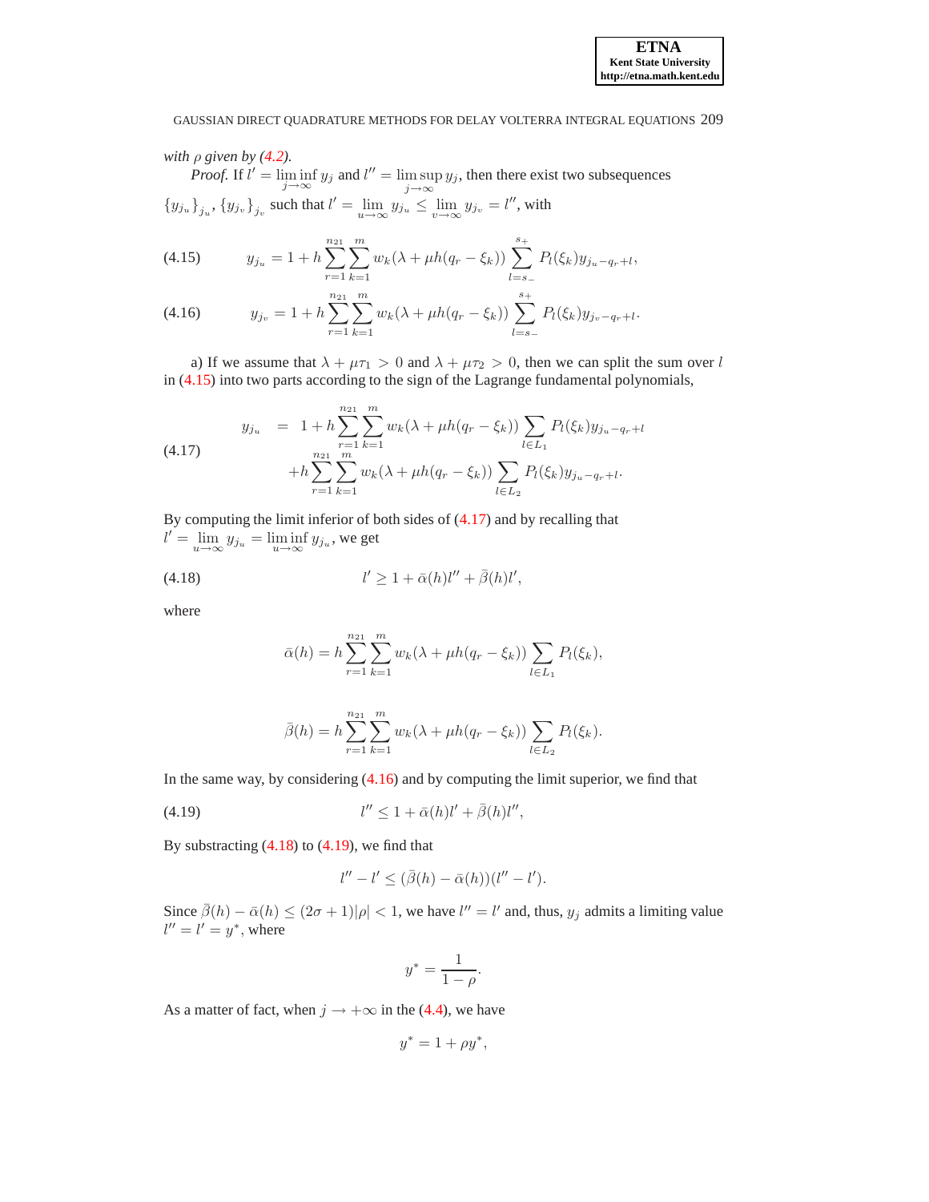*with $\rho$ given by (4.2).*

*Proof.* If $l' = \liminf_{j\to\infty} y_j$ and $l'' = \limsup_{j\to\infty} y_j$, then there exist two subsequences $\{y_{j_u}\}_{j_u}$, $\{y_{j_v}\}_{j_v}$ such that $l' = \lim_{u\to\infty} y_{j_u} \le \lim_{v\to\infty} y_{j_v} = l''$, with

$$y_{j_u} = 1 + h\sum_{r=1}^{n_{21}}\sum_{k=1}^{m} w_k(\lambda + \mu h(q_r - \xi_k)) \sum_{l=s_-}^{s_+} P_l(\xi_k) y_{j_u - q_r + l}, \tag{4.15}$$

$$y_{j_v} = 1 + h\sum_{r=1}^{n_{21}}\sum_{k=1}^{m} w_k(\lambda + \mu h(q_r - \xi_k)) \sum_{l=s_-}^{s_+} P_l(\xi_k) y_{j_v - q_r + l}. \tag{4.16}$$

a) If we assume that $\lambda + \mu\tau_1 > 0$ and $\lambda + \mu\tau_2 > 0$, then we can split the sum over $l$ in (4.15) into two parts according to the sign of the Lagrange fundamental polynomials,

$$\begin{aligned} y_{j_u} &= 1 + h\sum_{r=1}^{n_{21}}\sum_{k=1}^{m} w_k(\lambda + \mu h(q_r - \xi_k)) \sum_{l\in L_1} P_l(\xi_k) y_{j_u - q_r + l} \\ &\quad + h\sum_{r=1}^{n_{21}}\sum_{k=1}^{m} w_k(\lambda + \mu h(q_r - \xi_k)) \sum_{l\in L_2} P_l(\xi_k) y_{j_u - q_r + l}. \end{aligned} \tag{4.17}$$

By computing the limit inferior of both sides of (4.17) and by recalling that $l' = \lim_{u\to\infty} y_{j_u} = \liminf_{u\to\infty} y_{j_u}$, we get

$$l' \ge 1 + \bar{\alpha}(h) l'' + \bar{\beta}(h) l', \tag{4.18}$$

where

$$\bar{\alpha}(h) = h\sum_{r=1}^{n_{21}}\sum_{k=1}^{m} w_k(\lambda + \mu h(q_r - \xi_k)) \sum_{l\in L_1} P_l(\xi_k),$$

$$\bar{\beta}(h) = h\sum_{r=1}^{n_{21}}\sum_{k=1}^{m} w_k(\lambda + \mu h(q_r - \xi_k)) \sum_{l\in L_2} P_l(\xi_k).$$

In the same way, by considering (4.16) and by computing the limit superior, we find that

$$l'' \le 1 + \bar{\alpha}(h) l' + \bar{\beta}(h) l'', \tag{4.19}$$

By substracting (4.18) to (4.19), we find that

$$l'' - l' \le (\bar{\beta}(h) - \bar{\alpha}(h))(l'' - l').$$

Since $\bar{\beta}(h) - \bar{\alpha}(h) \le (2\sigma + 1)|\rho| < 1$, we have $l'' = l'$ and, thus, $y_j$ admits a limiting value $l'' = l' = y^*$, where

$$y^* = \frac{1}{1-\rho}.$$

As a matter of fact, when $j \to +\infty$ in the (4.4), we have

$$y^* = 1 + \rho y^*,$$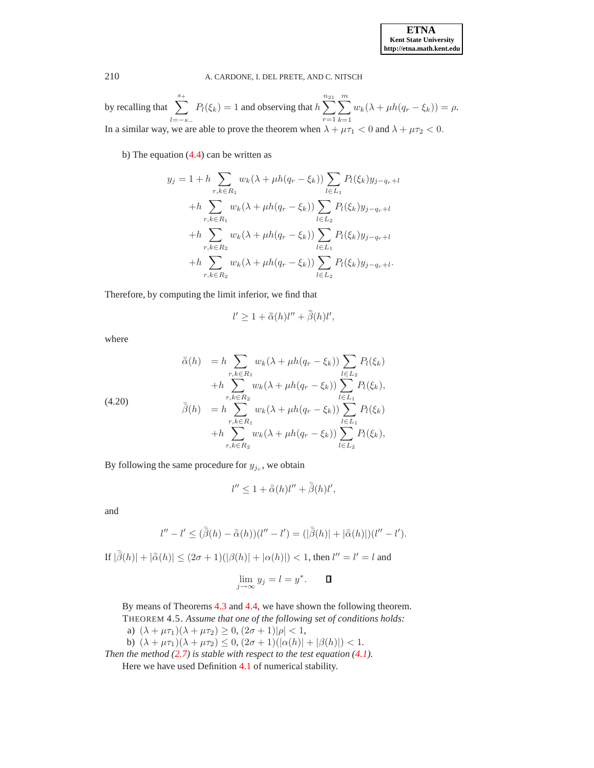by recalling that $\sum_{l=-s_-}^{s_+} P_l(\xi_k) = 1$ and observing that $h \sum_{r=1}^{n_{21}} \sum_{k=1}^{m} w_k(\lambda + \mu h(q_r - \xi_k)) = \rho$. In a similar way, we are able to prove the theorem when $\lambda + \mu\tau_1 < 0$ and $\lambda + \mu\tau_2 < 0$.

b) The equation (4.4) can be written as

$$
\begin{aligned}
y_j = 1 &+ h \sum_{r,k \in R_1} w_k(\lambda + \mu h(q_r - \xi_k)) \sum_{l \in L_1} P_l(\xi_k) y_{j-q_r+l} \\
&+ h \sum_{r,k \in R_1} w_k(\lambda + \mu h(q_r - \xi_k)) \sum_{l \in L_2} P_l(\xi_k) y_{j-q_r+l} \\
&+ h \sum_{r,k \in R_2} w_k(\lambda + \mu h(q_r - \xi_k)) \sum_{l \in L_1} P_l(\xi_k) y_{j-q_r+l} \\
&+ h \sum_{r,k \in R_2} w_k(\lambda + \mu h(q_r - \xi_k)) \sum_{l \in L_2} P_l(\xi_k) y_{j-q_r+l}.
\end{aligned}
$$

Therefore, by computing the limit inferior, we find that

$$
l' \geq 1 + \bar{\bar{\alpha}}(h) l'' + \bar{\bar{\beta}}(h) l',
$$

where

$$
\begin{aligned}
\bar{\bar{\alpha}}(h) &= h \sum_{r,k \in R_1} w_k(\lambda + \mu h(q_r - \xi_k)) \sum_{l \in L_2} P_l(\xi_k) \\
&\quad + h \sum_{r,k \in R_2} w_k(\lambda + \mu h(q_r - \xi_k)) \sum_{l \in L_1} P_l(\xi_k), \\
\bar{\bar{\beta}}(h) &= h \sum_{r,k \in R_1} w_k(\lambda + \mu h(q_r - \xi_k)) \sum_{l \in L_1} P_l(\xi_k) \\
&\quad + h \sum_{r,k \in R_2} w_k(\lambda + \mu h(q_r - \xi_k)) \sum_{l \in L_2} P_l(\xi_k),
\end{aligned}
\tag{4.20}
$$

By following the same procedure for $y_{j_v}$, we obtain

$$
l'' \leq 1 + \bar{\bar{\alpha}}(h) l'' + \bar{\bar{\beta}}(h) l',
$$

and

$$
l'' - l' \leq (\bar{\bar{\beta}}(h) - \bar{\bar{\alpha}}(h))(l'' - l') = (|\bar{\bar{\beta}}(h)| + |\bar{\bar{\alpha}}(h)|)(l'' - l').
$$

If $|\bar{\bar{\beta}}(h)| + |\bar{\bar{\alpha}}(h)| \leq (2\sigma + 1)(|\beta(h)| + |\alpha(h)|) < 1$, then $l'' = l' = l$ and

$$
\lim_{j \to \infty} y_j = l = y^*. \qquad \square
$$

By means of Theorems 4.3 and 4.4, we have shown the following theorem.

THEOREM 4.5. *Assume that one of the following set of conditions holds:*

a) $(\lambda + \mu\tau_1)(\lambda + \mu\tau_2) \geq 0$, $(2\sigma + 1)|\rho| < 1$,

b) $(\lambda + \mu\tau_1)(\lambda + \mu\tau_2) \leq 0$, $(2\sigma + 1)(|\alpha(h)| + |\beta(h)|) < 1$.

*Then the method (2.7) is stable with respect to the test equation (4.1).*

Here we have used Definition 4.1 of numerical stability.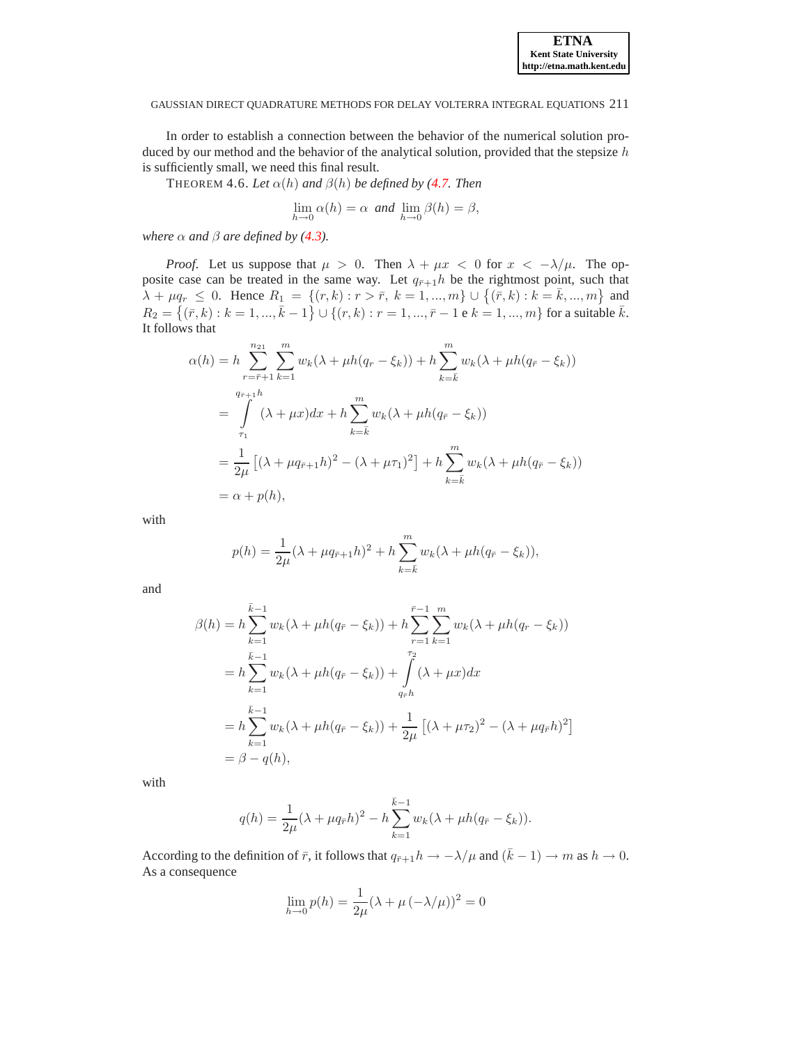In order to establish a connection between the behavior of the numerical solution produced by our method and the behavior of the analytical solution, provided that the stepsize $h$ is sufficiently small, we need this final result.

THEOREM 4.6. *Let $\alpha(h)$ and $\beta(h)$ be defined by (4.7. Then*

$$\lim_{h\to 0} \alpha(h) = \alpha \text{ and } \lim_{h\to 0} \beta(h) = \beta,$$

*where $\alpha$ and $\beta$ are defined by (4.3).*

*Proof.* Let us suppose that $\mu > 0$. Then $\lambda + \mu x < 0$ for $x < -\lambda/\mu$. The opposite case can be treated in the same way. Let $q_{\bar{r}+1}h$ be the rightmost point, such that $\lambda + \mu q_r \leq 0$. Hence $R_1 = \{(r,k) : r > \bar{r},\ k = 1, ..., m\} \cup \{(\bar{r}, k) : k = \bar{k}, ..., m\}$ and $R_2 = \{(\bar{r}, k) : k = 1, ..., \bar{k}-1\} \cup \{(r,k) : r = 1, ..., \bar{r}-1 \text{ e } k = 1, ..., m\}$ for a suitable $\bar{k}$. It follows that

$$\begin{aligned}
\alpha(h) &= h \sum_{r=\bar{r}+1}^{n_{21}} \sum_{k=1}^{m} w_k(\lambda + \mu h(q_r - \xi_k)) + h \sum_{k=\bar{k}}^{m} w_k(\lambda + \mu h(q_{\bar{r}} - \xi_k)) \\
&= \int_{\tau_1}^{q_{\bar{r}+1}h} (\lambda + \mu x)dx + h \sum_{k=\bar{k}}^{m} w_k(\lambda + \mu h(q_{\bar{r}} - \xi_k)) \\
&= \frac{1}{2\mu}\left[(\lambda + \mu q_{\bar{r}+1}h)^2 - (\lambda + \mu\tau_1)^2\right] + h \sum_{k=\bar{k}}^{m} w_k(\lambda + \mu h(q_{\bar{r}} - \xi_k)) \\
&= \alpha + p(h),
\end{aligned}$$

with

$$p(h) = \frac{1}{2\mu}(\lambda + \mu q_{\bar{r}+1}h)^2 + h \sum_{k=\bar{k}}^{m} w_k(\lambda + \mu h(q_{\bar{r}} - \xi_k)),$$

and

$$\begin{aligned}
\beta(h) &= h \sum_{k=1}^{\bar{k}-1} w_k(\lambda + \mu h(q_{\bar{r}} - \xi_k)) + h \sum_{r=1}^{\bar{r}-1} \sum_{k=1}^{m} w_k(\lambda + \mu h(q_r - \xi_k)) \\
&= h \sum_{k=1}^{\bar{k}-1} w_k(\lambda + \mu h(q_{\bar{r}} - \xi_k)) + \int_{q_{\bar{r}}h}^{\tau_2} (\lambda + \mu x)dx \\
&= h \sum_{k=1}^{\bar{k}-1} w_k(\lambda + \mu h(q_{\bar{r}} - \xi_k)) + \frac{1}{2\mu}\left[(\lambda + \mu\tau_2)^2 - (\lambda + \mu q_{\bar{r}}h)^2\right] \\
&= \beta - q(h),
\end{aligned}$$

with

$$q(h) = \frac{1}{2\mu}(\lambda + \mu q_{\bar{r}}h)^2 - h \sum_{k=1}^{\bar{k}-1} w_k(\lambda + \mu h(q_{\bar{r}} - \xi_k)).$$

According to the definition of $\bar{r}$, it follows that $q_{\bar{r}+1}h \to -\lambda/\mu$ and $(\bar{k}-1) \to m$ as $h \to 0$. As a consequence

$$\lim_{h\to 0} p(h) = \frac{1}{2\mu}(\lambda + \mu(-\lambda/\mu))^2 = 0$$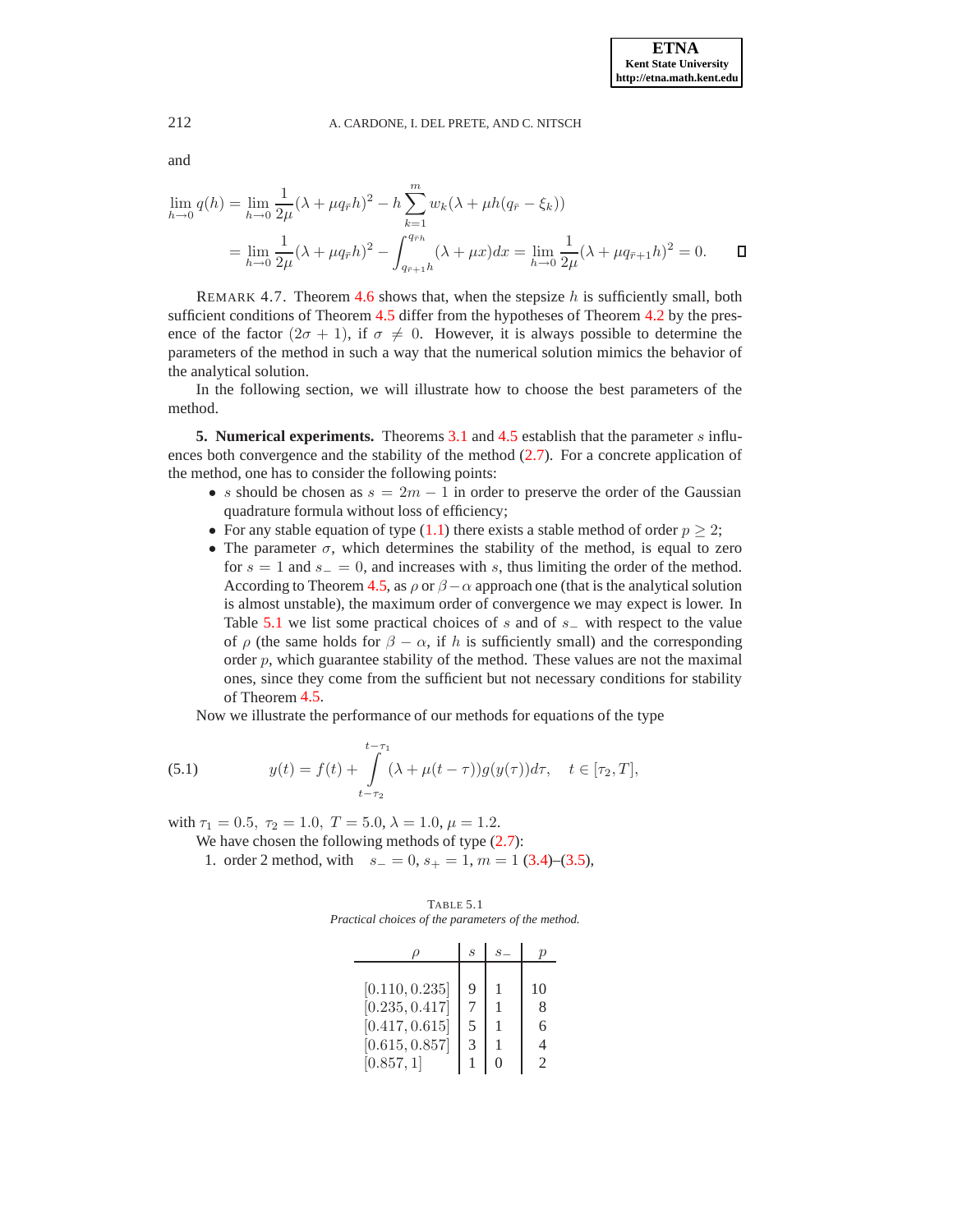and

$$\lim_{h\to 0} q(h) = \lim_{h\to 0} \frac{1}{2\mu}(\lambda + \mu q_{\bar{r}} h)^2 - h \sum_{k=1}^{m} w_k(\lambda + \mu h(q_{\bar{r}} - \xi_k))$$
$$= \lim_{h\to 0} \frac{1}{2\mu}(\lambda + \mu q_{\bar{r}} h)^2 - \int_{q_{\bar{r}+1}h}^{q_{\bar{r}}h} (\lambda + \mu x)dx = \lim_{h\to 0} \frac{1}{2\mu}(\lambda + \mu q_{\bar{r}+1} h)^2 = 0. \qquad \square$$

REMARK 4.7. Theorem 4.6 shows that, when the stepsize $h$ is sufficiently small, both sufficient conditions of Theorem 4.5 differ from the hypotheses of Theorem 4.2 by the presence of the factor $(2\sigma + 1)$, if $\sigma \neq 0$. However, it is always possible to determine the parameters of the method in such a way that the numerical solution mimics the behavior of the analytical solution.

In the following section, we will illustrate how to choose the best parameters of the method.

**5. Numerical experiments.** Theorems 3.1 and 4.5 establish that the parameter $s$ influences both convergence and the stability of the method (2.7). For a concrete application of the method, one has to consider the following points:

- $s$ should be chosen as $s = 2m - 1$ in order to preserve the order of the Gaussian quadrature formula without loss of efficiency;
- For any stable equation of type (1.1) there exists a stable method of order $p \geq 2$;
- The parameter $\sigma$, which determines the stability of the method, is equal to zero for $s = 1$ and $s_- = 0$, and increases with $s$, thus limiting the order of the method. According to Theorem 4.5, as $\rho$ or $\beta - \alpha$ approach one (that is the analytical solution is almost unstable), the maximum order of convergence we may expect is lower. In Table 5.1 we list some practical choices of $s$ and of $s_-$ with respect to the value of $\rho$ (the same holds for $\beta - \alpha$, if $h$ is sufficiently small) and the corresponding order $p$, which guarantee stability of the method. These values are not the maximal ones, since they come from the sufficient but not necessary conditions for stability of Theorem 4.5.

Now we illustrate the performance of our methods for equations of the type

$$y(t) = f(t) + \int_{t-\tau_2}^{t-\tau_1} (\lambda + \mu(t - \tau))g(y(\tau))d\tau, \quad t \in [\tau_2, T], \tag{5.1}$$

with $\tau_1 = 0.5,\ \tau_2 = 1.0,\ T = 5.0,\ \lambda = 1.0,\ \mu = 1.2.$

We have chosen the following methods of type (2.7):

1. order 2 method, with $\quad s_- = 0, s_+ = 1, m = 1$ (3.4)–(3.5),

TABLE 5.1
*Practical choices of the parameters of the method.*

| $\rho$ | $s$ | $s_-$ | $p$ |
|---|---|---|---|
| $[0.110, 0.235]$ | 9 | 1 | 10 |
| $[0.235, 0.417]$ | 7 | 1 | 8 |
| $[0.417, 0.615]$ | 5 | 1 | 6 |
| $[0.615, 0.857]$ | 3 | 1 | 4 |
| $[0.857, 1]$ | 1 | 0 | 2 |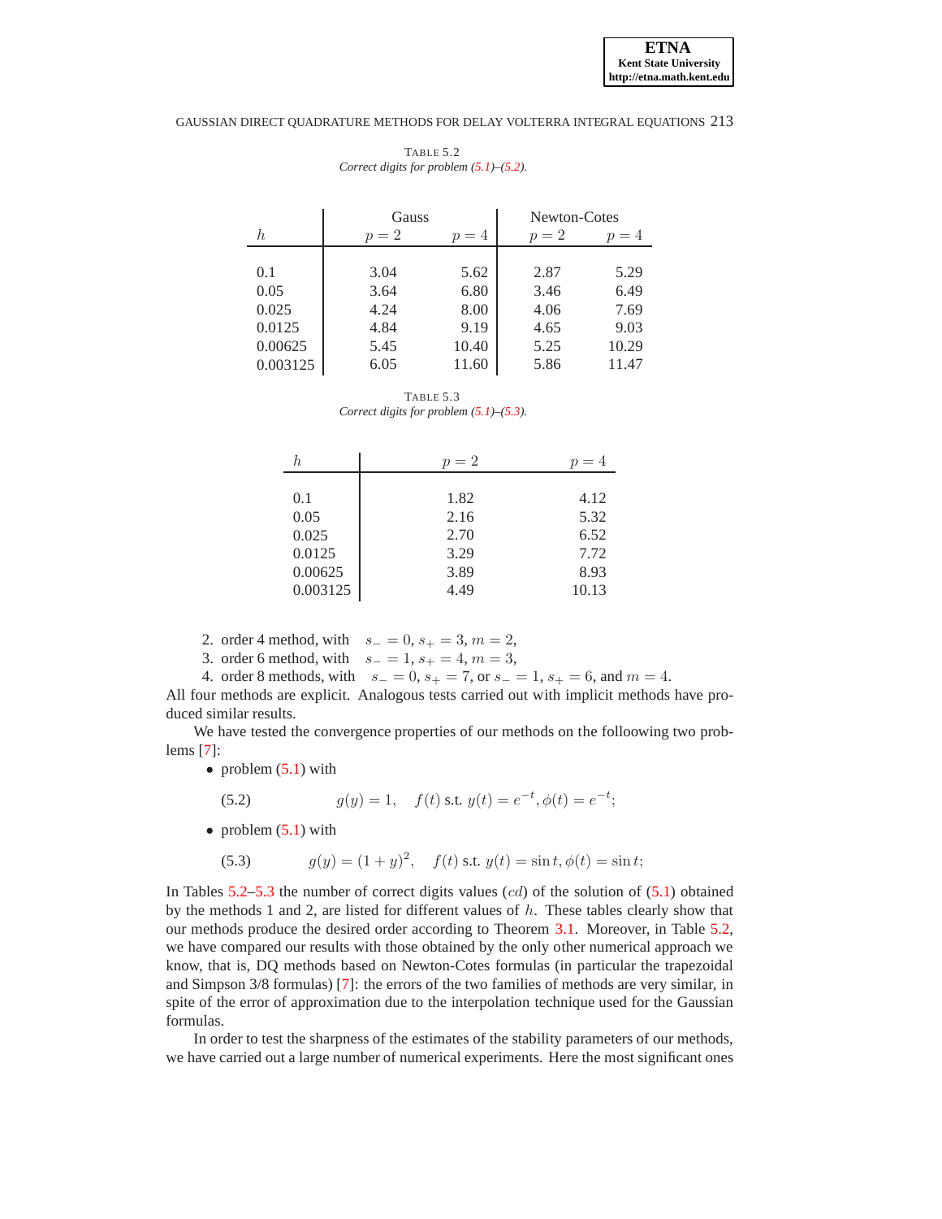TABLE 5.2
*Correct digits for problem (5.1)–(5.2).*

| $h$ | Gauss $p=2$ | Gauss $p=4$ | Newton-Cotes $p=2$ | Newton-Cotes $p=4$ |
|---|---|---|---|---|
| 0.1 | 3.04 | 5.62 | 2.87 | 5.29 |
| 0.05 | 3.64 | 6.80 | 3.46 | 6.49 |
| 0.025 | 4.24 | 8.00 | 4.06 | 7.69 |
| 0.0125 | 4.84 | 9.19 | 4.65 | 9.03 |
| 0.00625 | 5.45 | 10.40 | 5.25 | 10.29 |
| 0.003125 | 6.05 | 11.60 | 5.86 | 11.47 |

TABLE 5.3
*Correct digits for problem (5.1)–(5.3).*

| $h$ | $p=2$ | $p=4$ |
|---|---|---|
| 0.1 | 1.82 | 4.12 |
| 0.05 | 2.16 | 5.32 |
| 0.025 | 2.70 | 6.52 |
| 0.0125 | 3.29 | 7.72 |
| 0.00625 | 3.89 | 8.93 |
| 0.003125 | 4.49 | 10.13 |

2. order 4 method, with $s_- = 0$, $s_+ = 3$, $m = 2$,
3. order 6 method, with $s_- = 1$, $s_+ = 4$, $m = 3$,
4. order 8 methods, with $s_- = 0$, $s_+ = 7$, or $s_- = 1$, $s_+ = 6$, and $m = 4$.

All four methods are explicit. Analogous tests carried out with implicit methods have produced similar results.

We have tested the convergence properties of our methods on the folloowing two problems [7]:

- problem (5.1) with

$$g(y) = 1, \quad f(t) \text{ s.t. } y(t) = e^{-t}, \phi(t) = e^{-t}; \tag{5.2}$$

- problem (5.1) with

$$g(y) = (1+y)^2, \quad f(t) \text{ s.t. } y(t) = \sin t, \phi(t) = \sin t; \tag{5.3}$$

In Tables 5.2–5.3 the number of correct digits values ($cd$) of the solution of (5.1) obtained by the methods 1 and 2, are listed for different values of $h$. These tables clearly show that our methods produce the desired order according to Theorem 3.1. Moreover, in Table 5.2, we have compared our results with those obtained by the only other numerical approach we know, that is, DQ methods based on Newton-Cotes formulas (in particular the trapezoidal and Simpson 3/8 formulas) [7]: the errors of the two families of methods are very similar, in spite of the error of approximation due to the interpolation technique used for the Gaussian formulas.

In order to test the sharpness of the estimates of the stability parameters of our methods, we have carried out a large number of numerical experiments. Here the most significant ones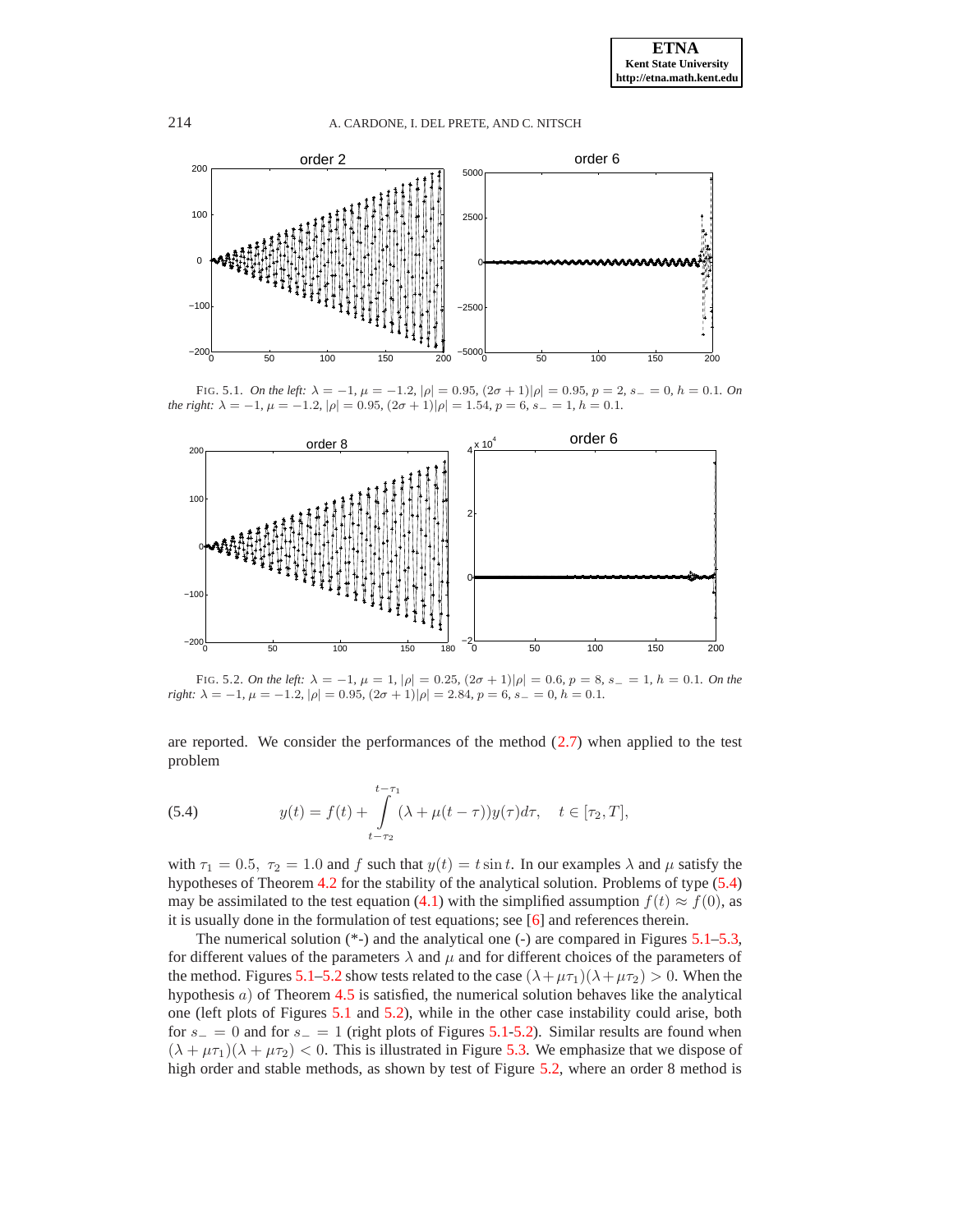FIG. 5.1. *On the left:* $\lambda = -1$, $\mu = -1.2$, $|\rho| = 0.95$, $(2\sigma+1)|\rho| = 0.95$, $p = 2$, $s_- = 0$, $h = 0.1$. *On the right:* $\lambda = -1$, $\mu = -1.2$, $|\rho| = 0.95$, $(2\sigma+1)|\rho| = 1.54$, $p = 6$, $s_- = 1$, $h = 0.1$.

FIG. 5.2. *On the left:* $\lambda = -1$, $\mu = 1$, $|\rho| = 0.25$, $(2\sigma+1)|\rho| = 0.6$, $p = 8$, $s_- = 1$, $h = 0.1$. *On the right:* $\lambda = -1$, $\mu = -1.2$, $|\rho| = 0.95$, $(2\sigma+1)|\rho| = 2.84$, $p = 6$, $s_- = 0$, $h = 0.1$.

are reported. We consider the performances of the method (2.7) when applied to the test problem

$$y(t) = f(t) + \int_{t-\tau_2}^{t-\tau_1} (\lambda + \mu(t-\tau))y(\tau)d\tau, \quad t \in [\tau_2, T], \tag{5.4}$$

with $\tau_1 = 0.5$, $\tau_2 = 1.0$ and $f$ such that $y(t) = t\sin t$. In our examples $\lambda$ and $\mu$ satisfy the hypotheses of Theorem 4.2 for the stability of the analytical solution. Problems of type (5.4) may be assimilated to the test equation (4.1) with the simplified assumption $f(t) \approx f(0)$, as it is usually done in the formulation of test equations; see [6] and references therein.

The numerical solution (*-) and the analytical one (-) are compared in Figures 5.1–5.3, for different values of the parameters $\lambda$ and $\mu$ and for different choices of the parameters of the method. Figures 5.1–5.2 show tests related to the case $(\lambda+\mu\tau_1)(\lambda+\mu\tau_2) > 0$. When the hypothesis $a)$ of Theorem 4.5 is satisfied, the numerical solution behaves like the analytical one (left plots of Figures 5.1 and 5.2), while in the other case instability could arise, both for $s_- = 0$ and for $s_- = 1$ (right plots of Figures 5.1-5.2). Similar results are found when $(\lambda+\mu\tau_1)(\lambda+\mu\tau_2) < 0$. This is illustrated in Figure 5.3. We emphasize that we dispose of high order and stable methods, as shown by test of Figure 5.2, where an order 8 method is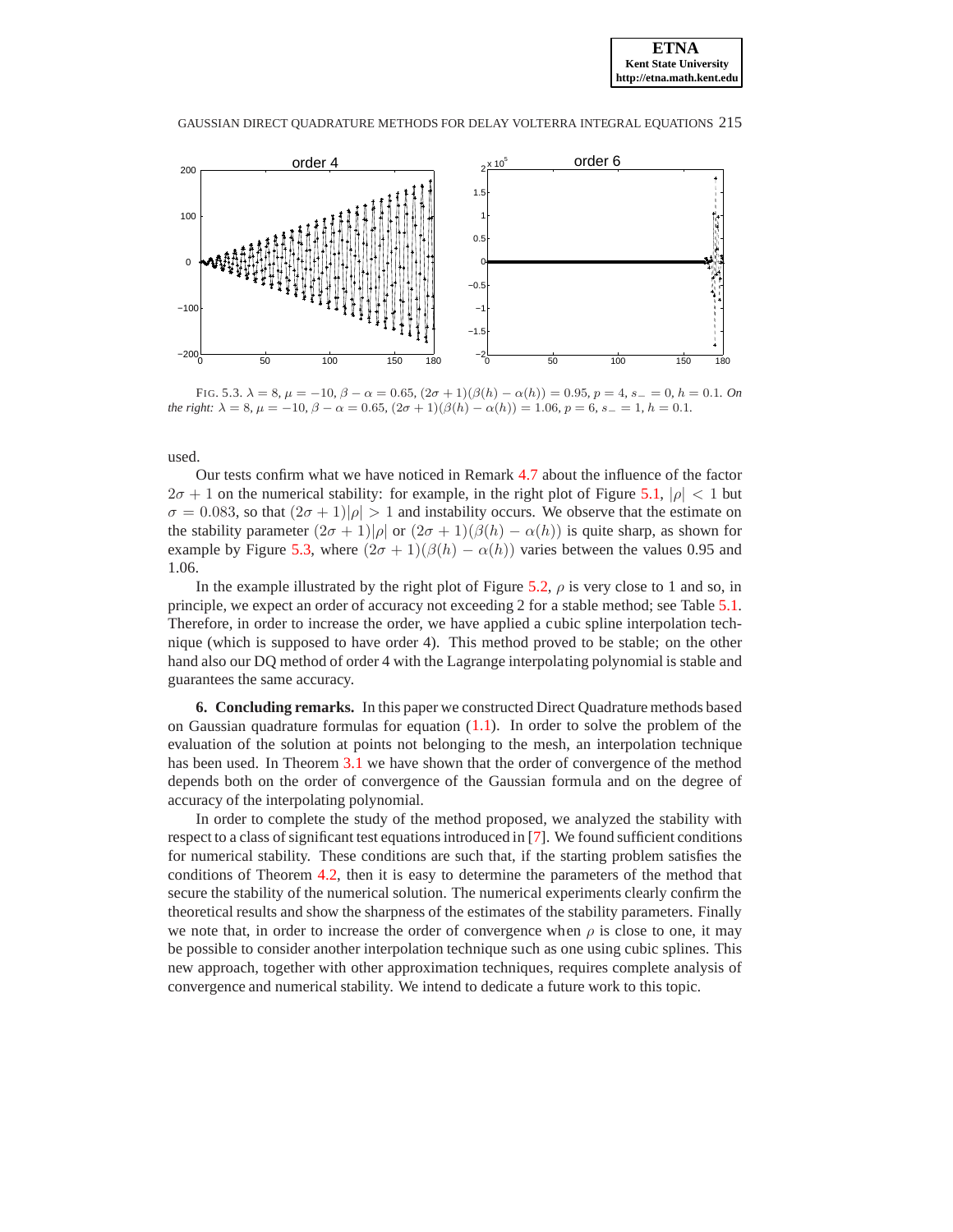FIG. 5.3. $\lambda = 8$, $\mu = -10$, $\beta - \alpha = 0.65$, $(2\sigma+1)(\beta(h) - \alpha(h)) = 0.95$, $p = 4$, $s_- = 0$, $h = 0.1$. *On the right:* $\lambda = 8$, $\mu = -10$, $\beta - \alpha = 0.65$, $(2\sigma+1)(\beta(h) - \alpha(h)) = 1.06$, $p = 6$, $s_- = 1$, $h = 0.1$.

used.

Our tests confirm what we have noticed in Remark 4.7 about the influence of the factor $2\sigma + 1$ on the numerical stability: for example, in the right plot of Figure 5.1, $|\rho| < 1$ but $\sigma = 0.083$, so that $(2\sigma + 1)|\rho| > 1$ and instability occurs. We observe that the estimate on the stability parameter $(2\sigma + 1)|\rho|$ or $(2\sigma + 1)(\beta(h) - \alpha(h))$ is quite sharp, as shown for example by Figure 5.3, where $(2\sigma + 1)(\beta(h) - \alpha(h))$ varies between the values 0.95 and 1.06.

In the example illustrated by the right plot of Figure 5.2, $\rho$ is very close to 1 and so, in principle, we expect an order of accuracy not exceeding 2 for a stable method; see Table 5.1. Therefore, in order to increase the order, we have applied a cubic spline interpolation technique (which is supposed to have order 4). This method proved to be stable; on the other hand also our DQ method of order 4 with the Lagrange interpolating polynomial is stable and guarantees the same accuracy.

## 6. Concluding remarks.

In this paper we constructed Direct Quadrature methods based on Gaussian quadrature formulas for equation (1.1). In order to solve the problem of the evaluation of the solution at points not belonging to the mesh, an interpolation technique has been used. In Theorem 3.1 we have shown that the order of convergence of the method depends both on the order of convergence of the Gaussian formula and on the degree of accuracy of the interpolating polynomial.

In order to complete the study of the method proposed, we analyzed the stability with respect to a class of significant test equations introduced in [7]. We found sufficient conditions for numerical stability. These conditions are such that, if the starting problem satisfies the conditions of Theorem 4.2, then it is easy to determine the parameters of the method that secure the stability of the numerical solution. The numerical experiments clearly confirm the theoretical results and show the sharpness of the estimates of the stability parameters. Finally we note that, in order to increase the order of convergence when $\rho$ is close to one, it may be possible to consider another interpolation technique such as one using cubic splines. This new approach, together with other approximation techniques, requires complete analysis of convergence and numerical stability. We intend to dedicate a future work to this topic.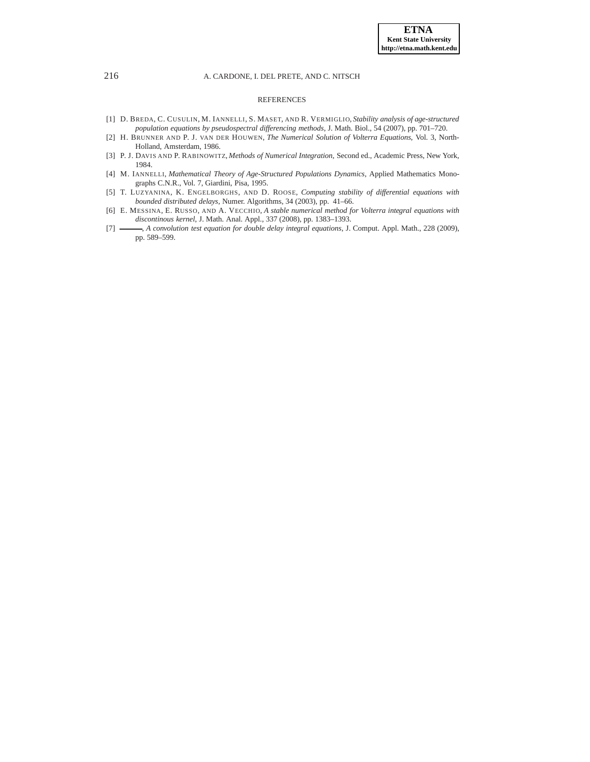## REFERENCES

[1] D. BREDA, C. CUSULIN, M. IANNELLI, S. MASET, AND R. VERMIGLIO, *Stability analysis of age-structured population equations by pseudospectral differencing methods*, J. Math. Biol., 54 (2007), pp. 701–720.

[2] H. BRUNNER AND P. J. VAN DER HOUWEN, *The Numerical Solution of Volterra Equations*, Vol. 3, North-Holland, Amsterdam, 1986.

[3] P. J. DAVIS AND P. RABINOWITZ, *Methods of Numerical Integration*, Second ed., Academic Press, New York, 1984.

[4] M. IANNELLI, *Mathematical Theory of Age-Structured Populations Dynamics*, Applied Mathematics Monographs C.N.R., Vol. 7, Giardini, Pisa, 1995.

[5] T. LUZYANINA, K. ENGELBORGHS, AND D. ROOSE, *Computing stability of differential equations with bounded distributed delays*, Numer. Algorithms, 34 (2003), pp. 41–66.

[6] E. MESSINA, E. RUSSO, AND A. VECCHIO, *A stable numerical method for Volterra integral equations with discontinous kernel*, J. Math. Anal. Appl., 337 (2008), pp. 1383–1393.

[7] ———, *A convolution test equation for double delay integral equations*, J. Comput. Appl. Math., 228 (2009), pp. 589–599.